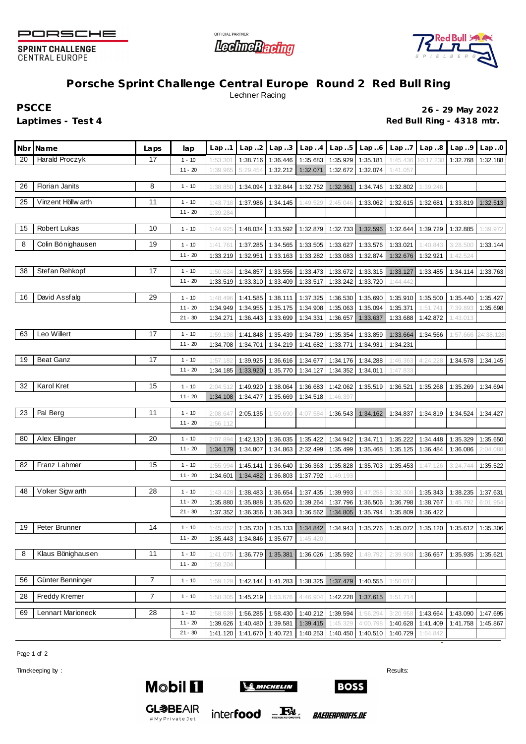PORSCHE SPRINT CHALLENGE CENTRAL EUROPE

# Porsche Sprint Challenge Central Europe Round 2 Red Bull Ring

Lechner Racing

**PSCCE**

**Laptimes - Test 4**

**26 - 29 May 2022**

**Red Bull Ring - 4318 mtr.**

| Nbr | Name | Laps | lap | Lap..1 | Lap..2 | Lap..3 | Lap..4 | Lap..5 | Lap..6 | Lap..7 | Lap..8 | Lap..9 | Lap..0 |
|---|---|---|---|---|---|---|---|---|---|---|---|---|---|
| 20 | Harald Proczyk | 17 | 1 - 10 | 1:53.301 | 1:38.716 | 1:36.446 | 1:35.683 | 1:35.929 | 1:35.181 | 1:45.436 | 10:17.238 | 1:32.768 | 1:32.188 |
| | | | 11 - 20 | 1:39.965 | 5:29.454 | 1:32.212 | 1:32.071 | 1:32.672 | 1:32.074 | 1:41.057 | | | |
| 26 | Florian Janits | 8 | 1 - 10 | 1:38.850 | 1:34.094 | 1:32.844 | 1:32.752 | 1:32.361 | 1:34.746 | 1:32.802 | 1:39.246 | | |
| 25 | Vinzent Höllwarth | 11 | 1 - 10 | 1:43.718 | 1:37.986 | 1:34.145 | 1:49.529 | 2:45.046 | 1:33.062 | 1:32.615 | 1:32.681 | 1:33.819 | 1:32.513 |
| | | | 11 - 20 | 1:39.284 | | | | | | | | | |
| 15 | Robert Lukas | 10 | 1 - 10 | 1:44.925 | 1:48.034 | 1:33.592 | 1:32.879 | 1:32.733 | 1:32.596 | 1:32.644 | 1:39.729 | 1:32.885 | 1:39.972 |
| 8 | Colin Bönighausen | 19 | 1 - 10 | 1:41.761 | 1:37.285 | 1:34.565 | 1:33.505 | 1:33.627 | 1:33.576 | 1:33.021 | 1:40.843 | 3:28.500 | 1:33.144 |
| | | | 11 - 20 | 1:33.219 | 1:32.951 | 1:33.163 | 1:33.282 | 1:33.083 | 1:32.874 | 1:32.676 | 1:32.921 | 1:42.524 | |
| 38 | Stefan Rehkopf | 17 | 1 - 10 | 1:50.624 | 1:34.857 | 1:33.556 | 1:33.473 | 1:33.672 | 1:33.315 | 1:33.127 | 1:33.485 | 1:34.114 | 1:33.763 |
| | | | 11 - 20 | 1:33.519 | 1:33.310 | 1:33.409 | 1:33.517 | 1:33.242 | 1:33.720 | 1:44.442 | | | |
| 16 | David Assfalg | 29 | 1 - 10 | 1:48.496 | 1:41.585 | 1:38.111 | 1:37.325 | 1:36.530 | 1:35.690 | 1:35.910 | 1:35.500 | 1:35.440 | 1:35.427 |
| | | | 11 - 20 | 1:34.949 | 1:34.955 | 1:35.175 | 1:34.908 | 1:35.063 | 1:35.094 | 1:35.371 | 1:51.741 | 7:39.893 | 1:35.698 |
| | | | 21 - 30 | 1:34.271 | 1:36.443 | 1:33.699 | 1:34.331 | 1:36.657 | 1:33.637 | 1:33.688 | 1:42.872 | 1:43.013 | |
| 63 | Leo Willert | 17 | 1 - 10 | 1:59.198 | 1:41.848 | 1:35.439 | 1:34.789 | 1:35.354 | 1:33.859 | 1:33.664 | 1:34.566 | 1:57.666 | 24:38.128 |
| | | | 11 - 20 | 1:34.708 | 1:34.701 | 1:34.219 | 1:41.682 | 1:33.771 | 1:34.931 | 1:34.231 | | | |
| 19 | Beat Ganz | 17 | 1 - 10 | 1:57.182 | 1:39.925 | 1:36.616 | 1:34.677 | 1:34.176 | 1:34.288 | 1:46.363 | 4:24.228 | 1:34.578 | 1:34.145 |
| | | | 11 - 20 | 1:34.185 | 1:33.920 | 1:35.770 | 1:34.127 | 1:34.352 | 1:34.011 | 1:47.833 | | | |
| 32 | Karol Kret | 15 | 1 - 10 | 2:04.512 | 1:49.920 | 1:38.064 | 1:36.683 | 1:42.062 | 1:35.519 | 1:36.521 | 1:35.268 | 1:35.269 | 1:34.694 |
| | | | 11 - 20 | 1:34.108 | 1:34.477 | 1:35.669 | 1:34.518 | 1:46.397 | | | | | |
| 23 | Pal Berg | 11 | 1 - 10 | 2:08.647 | 2:05.135 | 1:50.690 | 4:07.584 | 1:36.543 | 1:34.162 | 1:34.837 | 1:34.819 | 1:34.524 | 1:34.427 |
| | | | 11 - 20 | 1:56.112 | | | | | | | | | |
| 80 | Alex Ellinger | 20 | 1 - 10 | 2:07.894 | 1:42.130 | 1:36.035 | 1:35.422 | 1:34.942 | 1:34.711 | 1:35.222 | 1:34.448 | 1:35.329 | 1:35.650 |
| | | | 11 - 20 | 1:34.179 | 1:34.807 | 1:34.863 | 2:32.499 | 1:35.499 | 1:35.468 | 1:35.125 | 1:36.484 | 1:36.086 | 2:04.088 |
| 82 | Franz Lahmer | 15 | 1 - 10 | 1:55.994 | 1:45.141 | 1:36.640 | 1:36.363 | 1:35.828 | 1:35.703 | 1:35.453 | 1:47.126 | 3:24.744 | 1:35.522 |
| | | | 11 - 20 | 1:34.601 | 1:34.482 | 1:36.803 | 1:37.792 | 1:49.193 | | | | | |
| 48 | Volker Sigwarth | 28 | 1 - 10 | 1:43.428 | 1:38.483 | 1:36.654 | 1:37.435 | 1:39.993 | 1:47.258 | 3:32.308 | 1:35.343 | 1:38.235 | 1:37.631 |
| | | | 11 - 20 | 1:35.880 | 1:35.888 | 1:35.620 | 1:39.264 | 1:37.796 | 1:36.506 | 1:36.798 | 1:38.767 | 1:45.792 | 6:01.954 |
| | | | 21 - 30 | 1:37.352 | 1:36.356 | 1:36.343 | 1:36.562 | 1:34.805 | 1:35.794 | 1:35.809 | 1:36.422 | | |
| 19 | Peter Brunner | 14 | 1 - 10 | 1:45.852 | 1:35.730 | 1:35.133 | 1:34.842 | 1:34.943 | 1:35.276 | 1:35.072 | 1:35.120 | 1:35.612 | 1:35.306 |
| | | | 11 - 20 | 1:35.443 | 1:34.846 | 1:35.677 | 1:45.420 | | | | | | |
| 8 | Klaus Bönighausen | 11 | 1 - 10 | 1:41.075 | 1:36.779 | 1:35.381 | 1:36.026 | 1:35.592 | 1:49.792 | 2:39.908 | 1:36.657 | 1:35.935 | 1:35.621 |
| | | | 11 - 20 | 1:58.204 | | | | | | | | | |
| 56 | Günter Benninger | 7 | 1 - 10 | 1:59.129 | 1:42.144 | 1:41.283 | 1:38.325 | 1:37.479 | 1:40.555 | 1:50.017 | | | |
| 28 | Freddy Kremer | 7 | 1 - 10 | 1:58.305 | 1:45.219 | 1:53.676 | 4:46.904 | 1:42.228 | 1:37.615 | 1:51.714 | | | |
| 69 | Lennart Marioneck | 28 | 1 - 10 | 1:58.539 | 1:56.285 | 1:58.430 | 1:40.212 | 1:39.594 | 1:56.294 | 3:20.958 | 1:43.664 | 1:43.090 | 1:47.695 |
| | | | 11 - 20 | 1:39.626 | 1:40.480 | 1:39.581 | 1:39.415 | 1:45.329 | 4:00.798 | 1:40.628 | 1:41.409 | 1:41.758 | 1:45.867 |
| | | | 21 - 30 | 1:41.120 | 1:41.670 | 1:40.721 | 1:40.253 | 1:40.450 | 1:40.510 | 1:40.729 | 1:54.842 | | |

Timekeeping by :

Results: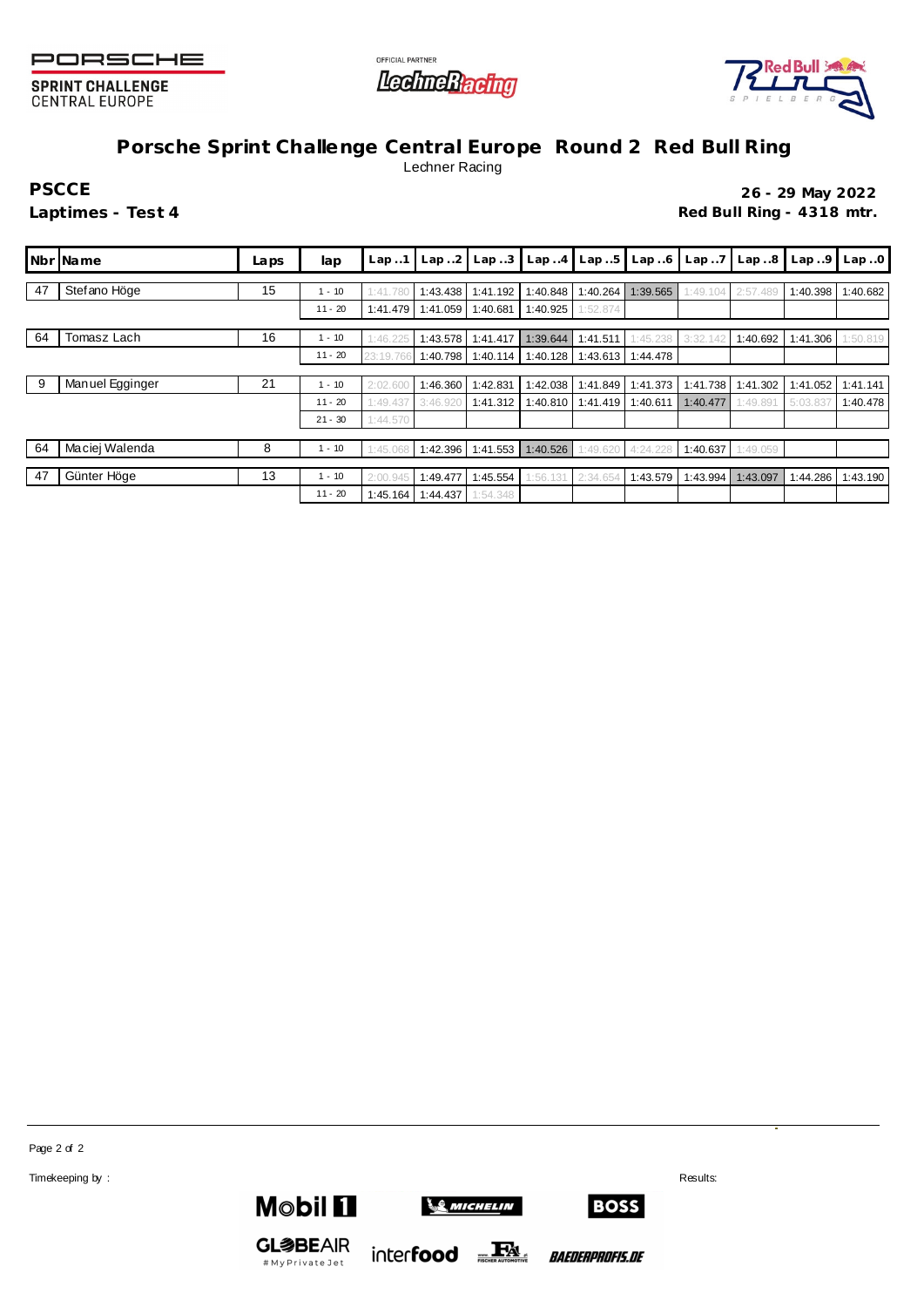# Porsche Sprint Challenge Central Europe Round 2 Red Bull Ring

Lechner Racing

**PSCCE**

**Laptimes - Test 4**

**26 - 29 May 2022**

**Red Bull Ring - 4318 mtr.**

| Nbr | Name | Laps | lap | Lap ..1 | Lap ..2 | Lap ..3 | Lap ..4 | Lap ..5 | Lap ..6 | Lap ..7 | Lap ..8 | Lap ..9 | Lap ..0 |
|---|---|---|---|---|---|---|---|---|---|---|---|---|---|
| 47 | Stefano Höge | 15 | 1 - 10 | 1:41.780 | 1:43.438 | 1:41.192 | 1:40.848 | 1:40.264 | 1:39.565 | 1:49.104 | 2:57.489 | 1:40.398 | 1:40.682 |
| | | | 11 - 20 | 1:41.479 | 1:41.059 | 1:40.681 | 1:40.925 | 1:52.874 | | | | | |
| 64 | Tomasz Lach | 16 | 1 - 10 | 1:46.225 | 1:43.578 | 1:41.417 | 1:39.644 | 1:41.511 | 1:45.238 | 3:32.142 | 1:40.692 | 1:41.306 | 1:50.819 |
| | | | 11 - 20 | 23:19.766 | 1:40.798 | 1:40.114 | 1:40.128 | 1:43.613 | 1:44.478 | | | | |
| 9 | Manuel Egginger | 21 | 1 - 10 | 2:02.600 | 1:46.360 | 1:42.831 | 1:42.038 | 1:41.849 | 1:41.373 | 1:41.738 | 1:41.302 | 1:41.052 | 1:41.141 |
| | | | 11 - 20 | 1:49.437 | 3:46.920 | 1:41.312 | 1:40.810 | 1:41.419 | 1:40.611 | 1:40.477 | 1:49.891 | 5:03.837 | 1:40.478 |
| | | | 21 - 30 | 1:44.570 | | | | | | | | | |
| 64 | Maciej Walenda | 8 | 1 - 10 | 1:45.068 | 1:42.396 | 1:41.553 | 1:40.526 | 1:49.620 | 4:24.228 | 1:40.637 | 1:49.059 | | |
| 47 | Günter Höge | 13 | 1 - 10 | 2:00.945 | 1:49.477 | 1:45.554 | 1:56.131 | 2:34.654 | 1:43.579 | 1:43.994 | 1:43.097 | 1:44.286 | 1:43.190 |
| | | | 11 - 20 | 1:45.164 | 1:44.437 | 1:54.348 | | | | | | | |

Timekeeping by :

Results: